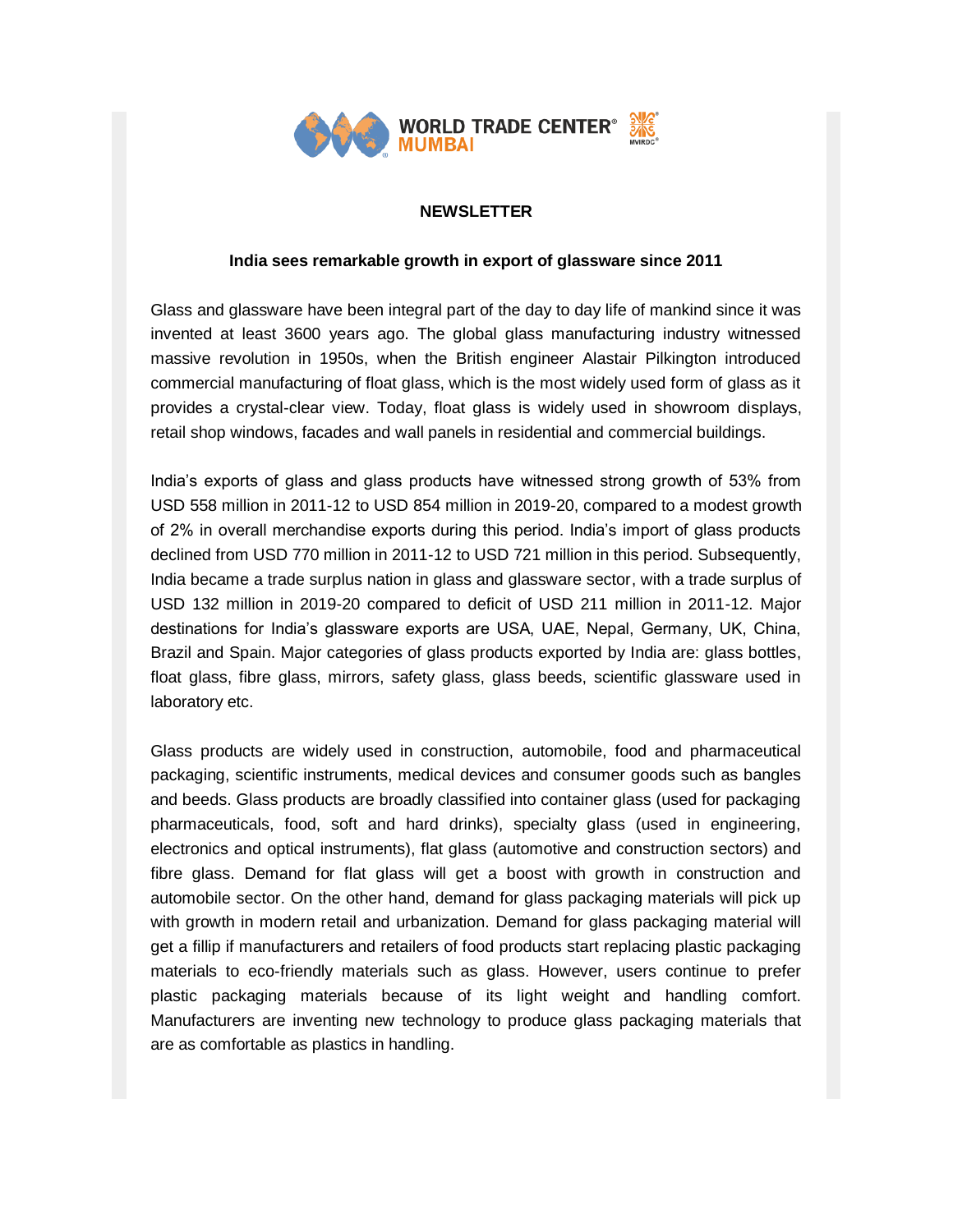WORLD TRADE CENTER® MUMBAI

**NEWSLETTER**

**India sees remarkable growth in export of glassware since 2011**

Glass and glassware have been integral part of the day to day life of mankind since it was invented at least 3600 years ago. The global glass manufacturing industry witnessed massive revolution in 1950s, when the British engineer Alastair Pilkington introduced commercial manufacturing of float glass, which is the most widely used form of glass as it provides a crystal-clear view. Today, float glass is widely used in showroom displays, retail shop windows, facades and wall panels in residential and commercial buildings.

India's exports of glass and glass products have witnessed strong growth of 53% from USD 558 million in 2011-12 to USD 854 million in 2019-20, compared to a modest growth of 2% in overall merchandise exports during this period. India's import of glass products declined from USD 770 million in 2011-12 to USD 721 million in this period. Subsequently, India became a trade surplus nation in glass and glassware sector, with a trade surplus of USD 132 million in 2019-20 compared to deficit of USD 211 million in 2011-12. Major destinations for India's glassware exports are USA, UAE, Nepal, Germany, UK, China, Brazil and Spain. Major categories of glass products exported by India are: glass bottles, float glass, fibre glass, mirrors, safety glass, glass beeds, scientific glassware used in laboratory etc.

Glass products are widely used in construction, automobile, food and pharmaceutical packaging, scientific instruments, medical devices and consumer goods such as bangles and beeds. Glass products are broadly classified into container glass (used for packaging pharmaceuticals, food, soft and hard drinks), specialty glass (used in engineering, electronics and optical instruments), flat glass (automotive and construction sectors) and fibre glass. Demand for flat glass will get a boost with growth in construction and automobile sector. On the other hand, demand for glass packaging materials will pick up with growth in modern retail and urbanization. Demand for glass packaging material will get a fillip if manufacturers and retailers of food products start replacing plastic packaging materials to eco-friendly materials such as glass. However, users continue to prefer plastic packaging materials because of its light weight and handling comfort. Manufacturers are inventing new technology to produce glass packaging materials that are as comfortable as plastics in handling.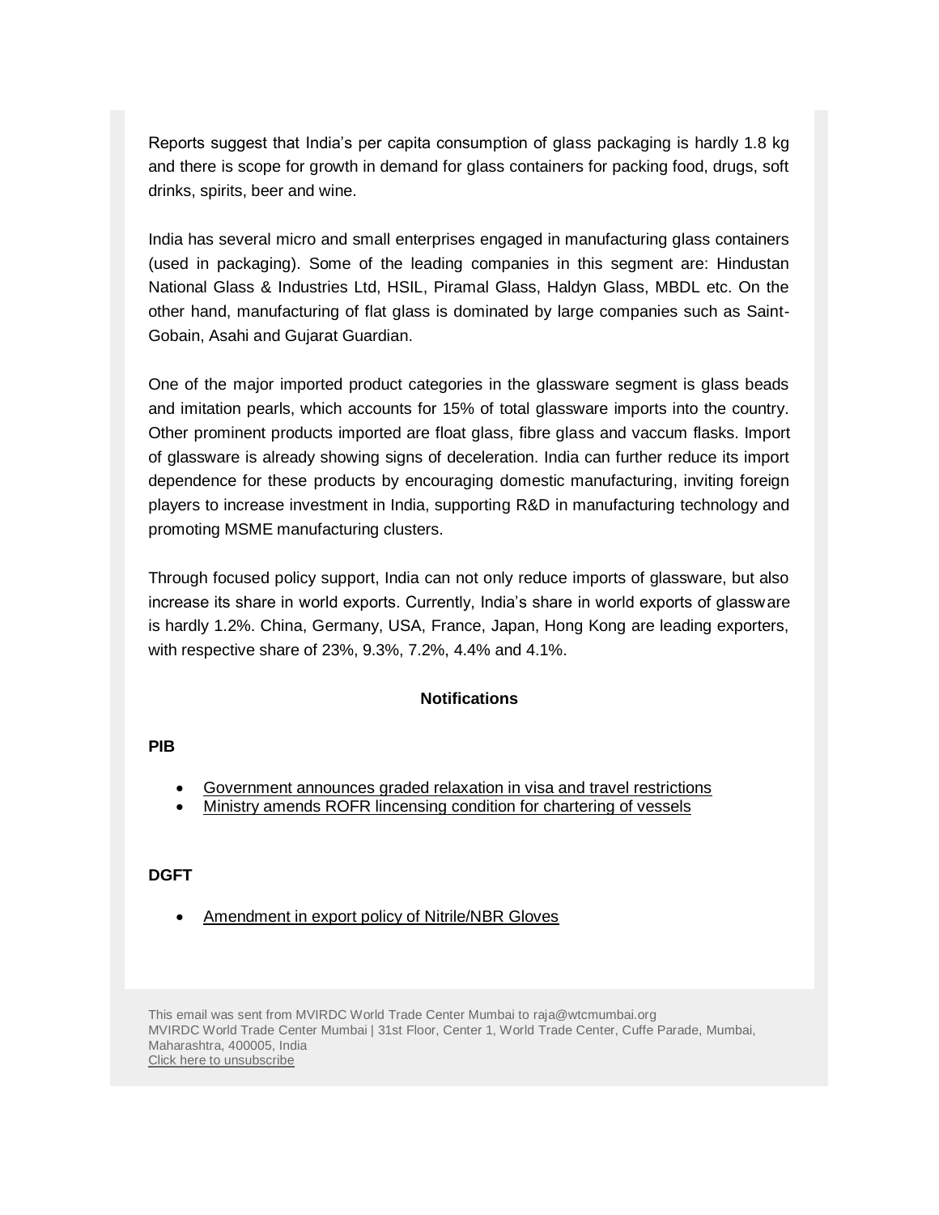Reports suggest that India's per capita consumption of glass packaging is hardly 1.8 kg and there is scope for growth in demand for glass containers for packing food, drugs, soft drinks, spirits, beer and wine.

India has several micro and small enterprises engaged in manufacturing glass containers (used in packaging). Some of the leading companies in this segment are: Hindustan National Glass & Industries Ltd, HSIL, Piramal Glass, Haldyn Glass, MBDL etc. On the other hand, manufacturing of flat glass is dominated by large companies such as Saint-Gobain, Asahi and Gujarat Guardian.

One of the major imported product categories in the glassware segment is glass beads and imitation pearls, which accounts for 15% of total glassware imports into the country. Other prominent products imported are float glass, fibre glass and vaccum flasks. Import of glassware is already showing signs of deceleration. India can further reduce its import dependence for these products by encouraging domestic manufacturing, inviting foreign players to increase investment in India, supporting R&D in manufacturing technology and promoting MSME manufacturing clusters.

Through focused policy support, India can not only reduce imports of glassware, but also increase its share in world exports. Currently, India's share in world exports of glassware is hardly 1.2%. China, Germany, USA, France, Japan, Hong Kong are leading exporters, with respective share of 23%, 9.3%, 7.2%, 4.4% and 4.1%.

## Notifications

**PIB**

- Government announces graded relaxation in visa and travel restrictions
- Ministry amends ROFR lincensing condition for chartering of vessels

**DGFT**

- Amendment in export policy of Nitrile/NBR Gloves

This email was sent from MVIRDC World Trade Center Mumbai to raja@wtcmumbai.org
MVIRDC World Trade Center Mumbai | 31st Floor, Center 1, World Trade Center, Cuffe Parade, Mumbai, Maharashtra, 400005, India
Click here to unsubscribe